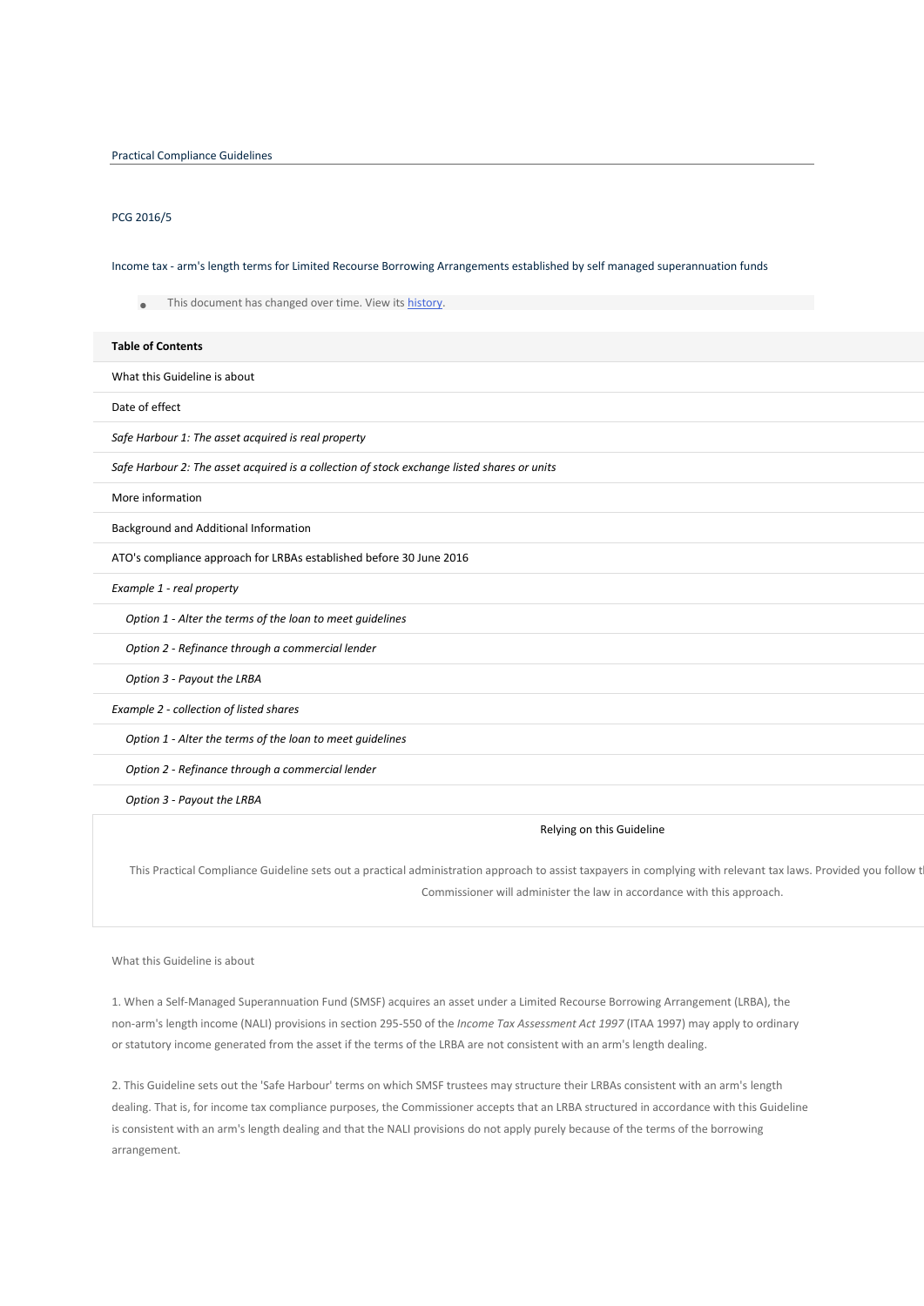Practical Compliance Guidelines

PCG 2016/5

# Income tax - arm's length terms for Limited Recourse Borrowing Arrangements established by self managed superannuation funds

- This document has changed over time. View its history.

| **Table of Contents** |
|---|
| What this Guideline is about |
| Date of effect |
| *Safe Harbour 1: The asset acquired is real property* |
| *Safe Harbour 2: The asset acquired is a collection of stock exchange listed shares or units* |
| More information |
| Background and Additional Information |
| ATO's compliance approach for LRBAs established before 30 June 2016 |
| *Example 1 - real property* |
| *Option 1 - Alter the terms of the loan to meet guidelines* |
| *Option 2 - Refinance through a commercial lender* |
| *Option 3 - Payout the LRBA* |
| *Example 2 - collection of listed shares* |
| *Option 1 - Alter the terms of the loan to meet guidelines* |
| *Option 2 - Refinance through a commercial lender* |
| *Option 3 - Payout the LRBA* |

**Relying on this Guideline**

This Practical Compliance Guideline sets out a practical administration approach to assist taxpayers in complying with relevant tax laws. Provided you follow t Commissioner will administer the law in accordance with this approach.

## What this Guideline is about

1. When a Self-Managed Superannuation Fund (SMSF) acquires an asset under a Limited Recourse Borrowing Arrangement (LRBA), the non-arm's length income (NALI) provisions in section 295-550 of the *Income Tax Assessment Act 1997* (ITAA 1997) may apply to ordinary or statutory income generated from the asset if the terms of the LRBA are not consistent with an arm's length dealing.

2. This Guideline sets out the 'Safe Harbour' terms on which SMSF trustees may structure their LRBAs consistent with an arm's length dealing. That is, for income tax compliance purposes, the Commissioner accepts that an LRBA structured in accordance with this Guideline is consistent with an arm's length dealing and that the NALI provisions do not apply purely because of the terms of the borrowing arrangement.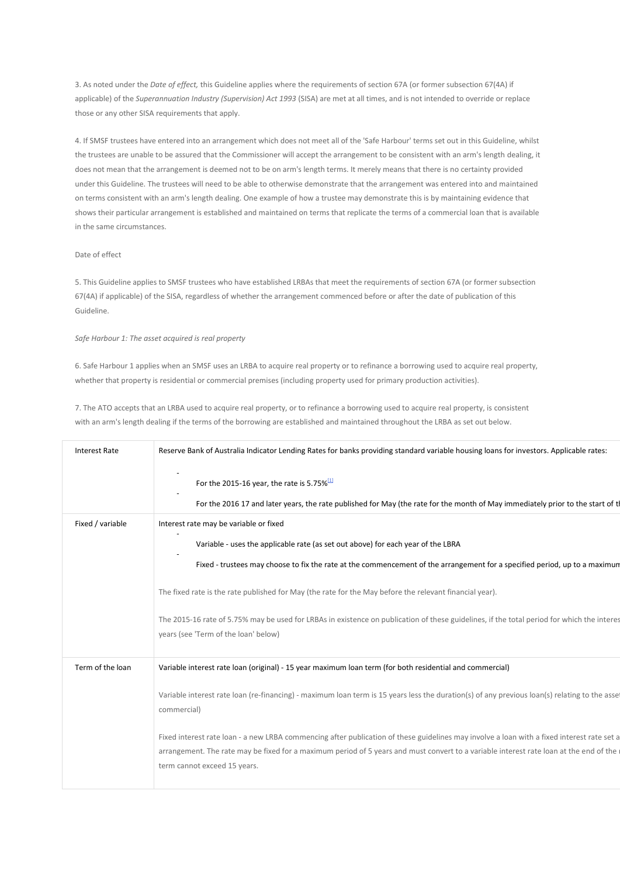3. As noted under the *Date of effect,* this Guideline applies where the requirements of section 67A (or former subsection 67(4A) if applicable) of the *Superannuation Industry (Supervision) Act 1993* (SISA) are met at all times, and is not intended to override or replace those or any other SISA requirements that apply.

4. If SMSF trustees have entered into an arrangement which does not meet all of the 'Safe Harbour' terms set out in this Guideline, whilst the trustees are unable to be assured that the Commissioner will accept the arrangement to be consistent with an arm's length dealing, it does not mean that the arrangement is deemed not to be on arm's length terms. It merely means that there is no certainty provided under this Guideline. The trustees will need to be able to otherwise demonstrate that the arrangement was entered into and maintained on terms consistent with an arm's length dealing. One example of how a trustee may demonstrate this is by maintaining evidence that shows their particular arrangement is established and maintained on terms that replicate the terms of a commercial loan that is available in the same circumstances.

Date of effect

5. This Guideline applies to SMSF trustees who have established LRBAs that meet the requirements of section 67A (or former subsection 67(4A) if applicable) of the SISA, regardless of whether the arrangement commenced before or after the date of publication of this Guideline.

*Safe Harbour 1: The asset acquired is real property*

6. Safe Harbour 1 applies when an SMSF uses an LRBA to acquire real property or to refinance a borrowing used to acquire real property, whether that property is residential or commercial premises (including property used for primary production activities).

7. The ATO accepts that an LRBA used to acquire real property, or to refinance a borrowing used to acquire real property, is consistent with an arm's length dealing if the terms of the borrowing are established and maintained throughout the LRBA as set out below.

| | |
|---|---|
| Interest Rate | Reserve Bank of Australia Indicator Lending Rates for banks providing standard variable housing loans for investors. Applicable rates:<br>- For the 2015-16 year, the rate is 5.75%[1]<br>- For the 2016 17 and later years, the rate published for May (the rate for the month of May immediately prior to the start of th |
| Fixed / variable | Interest rate may be variable or fixed<br>- Variable - uses the applicable rate (as set out above) for each year of the LBRA<br>- Fixed - trustees may choose to fix the rate at the commencement of the arrangement for a specified period, up to a maximum<br><br>The fixed rate is the rate published for May (the rate for the May before the relevant financial year).<br><br>The 2015-16 rate of 5.75% may be used for LRBAs in existence on publication of these guidelines, if the total period for which the interes years (see 'Term of the loan' below) |
| Term of the loan | Variable interest rate loan (original) - 15 year maximum loan term (for both residential and commercial)<br><br>Variable interest rate loan (re-financing) - maximum loan term is 15 years less the duration(s) of any previous loan(s) relating to the asset commercial)<br><br>Fixed interest rate loan - a new LRBA commencing after publication of these guidelines may involve a loan with a fixed interest rate set a arrangement. The rate may be fixed for a maximum period of 5 years and must convert to a variable interest rate loan at the end of the term cannot exceed 15 years. |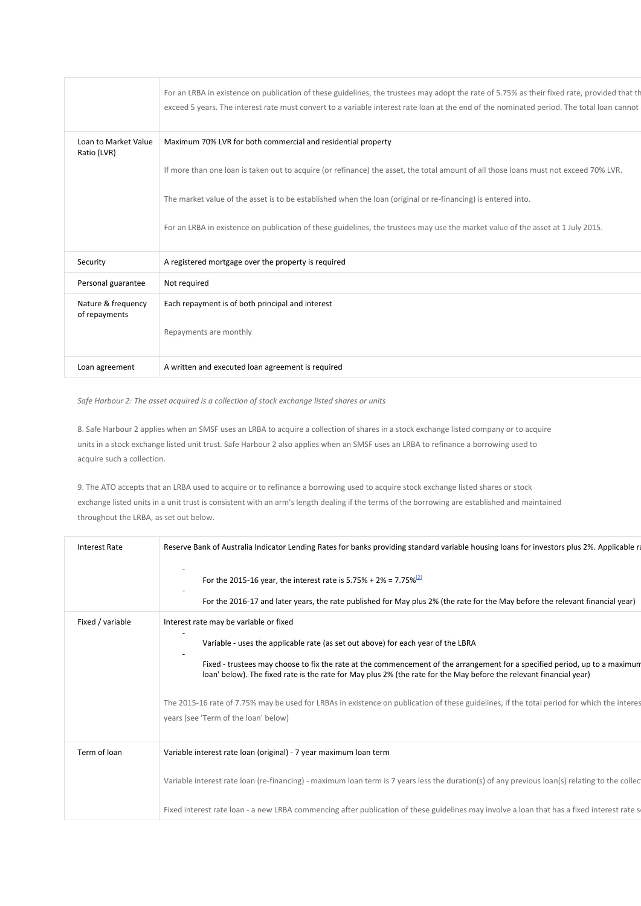| | |
|---|---|
| | For an LRBA in existence on publication of these guidelines, the trustees may adopt the rate of 5.75% as their fixed rate, provided that th exceed 5 years. The interest rate must convert to a variable interest rate loan at the end of the nominated period. The total loan cannot |
| Loan to Market Value Ratio (LVR) | Maximum 70% LVR for both commercial and residential property<br><br>If more than one loan is taken out to acquire (or refinance) the asset, the total amount of all those loans must not exceed 70% LVR.<br><br>The market value of the asset is to be established when the loan (original or re-financing) is entered into.<br><br>For an LRBA in existence on publication of these guidelines, the trustees may use the market value of the asset at 1 July 2015. |
| Security | A registered mortgage over the property is required |
| Personal guarantee | Not required |
| Nature & frequency of repayments | Each repayment is of both principal and interest<br><br>Repayments are monthly |
| Loan agreement | A written and executed loan agreement is required |

*Safe Harbour 2: The asset acquired is a collection of stock exchange listed shares or units*

8. Safe Harbour 2 applies when an SMSF uses an LRBA to acquire a collection of shares in a stock exchange listed company or to acquire units in a stock exchange listed unit trust. Safe Harbour 2 also applies when an SMSF uses an LRBA to refinance a borrowing used to acquire such a collection.

9. The ATO accepts that an LRBA used to acquire or to refinance a borrowing used to acquire stock exchange listed shares or stock exchange listed units in a unit trust is consistent with an arm's length dealing if the terms of the borrowing are established and maintained throughout the LRBA, as set out below.

| | |
|---|---|
| Interest Rate | Reserve Bank of Australia Indicator Lending Rates for banks providing standard variable housing loans for investors plus 2%. Applicable ra<br>- For the 2015-16 year, the interest rate is 5.75% + 2% = 7.75%[2]<br>- For the 2016-17 and later years, the rate published for May plus 2% (the rate for the May before the relevant financial year) |
| Fixed / variable | Interest rate may be variable or fixed<br>- Variable - uses the applicable rate (as set out above) for each year of the LRBA<br>- Fixed - trustees may choose to fix the rate at the commencement of the arrangement for a specified period, up to a maximum loan' below). The fixed rate is the rate for May plus 2% (the rate for the May before the relevant financial year)<br><br>The 2015-16 rate of 7.75% may be used for LRBAs in existence on publication of these guidelines, if the total period for which the interes years (see 'Term of the loan' below) |
| Term of loan | Variable interest rate loan (original) - 7 year maximum loan term<br><br>Variable interest rate loan (re-financing) - maximum loan term is 7 years less the duration(s) of any previous loan(s) relating to the collec<br><br>Fixed interest rate loan - a new LRBA commencing after publication of these guidelines may involve a loan that has a fixed interest rate s |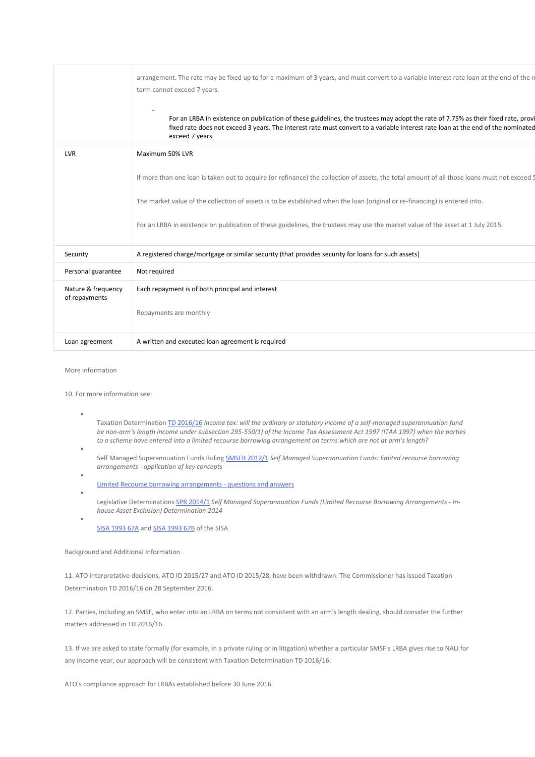|  |  |
|---|---|
|  | arrangement. The rate may be fixed up to for a maximum of 3 years, and must convert to a variable interest rate loan at the end of the n term cannot exceed 7 years.<br><br>- For an LRBA in existence on publication of these guidelines, the trustees may adopt the rate of 7.75% as their fixed rate, provi fixed rate does not exceed 3 years. The interest rate must convert to a variable interest rate loan at the end of the nominated exceed 7 years. |
| LVR | Maximum 50% LVR<br><br>If more than one loan is taken out to acquire (or refinance) the collection of assets, the total amount of all those loans must not exceed 5<br><br>The market value of the collection of assets is to be established when the loan (original or re-financing) is entered into.<br><br>For an LRBA in existence on publication of these guidelines, the trustees may use the market value of the asset at 1 July 2015. |
| Security | A registered charge/mortgage or similar security (that provides security for loans for such assets) |
| Personal guarantee | Not required |
| Nature & frequency of repayments | Each repayment is of both principal and interest<br><br>Repayments are monthly |
| Loan agreement | A written and executed loan agreement is required |

More information

10. For more information see:

- Taxation Determination TD 2016/16 *Income tax: will the ordinary or statutory income of a self-managed superannuation fund be non-arm's length income under subsection 295-550(1) of the Income Tax Assessment Act 1997 (ITAA 1997) when the parties to a scheme have entered into a limited recourse borrowing arrangement on terms which are not at arm's length?*
- Self Managed Superannuation Funds Ruling SMSFR 2012/1 *Self Managed Superannuation Funds: limited recourse borrowing arrangements - application of key concepts*
- Limited Recourse borrowing arrangements - questions and answers
- Legislative Determinations SPR 2014/1 *Self Managed Superannuation Funds (Limited Recourse Borrowing Arrangements - In-house Asset Exclusion) Determination 2014*
- SISA 1993 67A and SISA 1993 67B of the SISA

Background and Additional Information

11. ATO interpretative decisions, ATO ID 2015/27 and ATO ID 2015/28, have been withdrawn. The Commissioner has issued Taxation Determination TD 2016/16 on 28 September 2016.

12. Parties, including an SMSF, who enter into an LRBA on terms not consistent with an arm's length dealing, should consider the further matters addressed in TD 2016/16.

13. If we are asked to state formally (for example, in a private ruling or in litigation) whether a particular SMSF's LRBA gives rise to NALI for any income year, our approach will be consistent with Taxation Determination TD 2016/16.

ATO's compliance approach for LRBAs established before 30 June 2016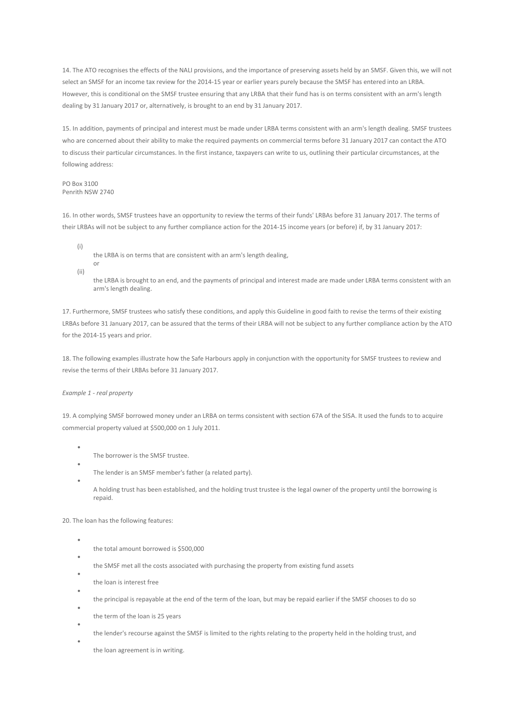14. The ATO recognises the effects of the NALI provisions, and the importance of preserving assets held by an SMSF. Given this, we will not select an SMSF for an income tax review for the 2014-15 year or earlier years purely because the SMSF has entered into an LRBA. However, this is conditional on the SMSF trustee ensuring that any LRBA that their fund has is on terms consistent with an arm's length dealing by 31 January 2017 or, alternatively, is brought to an end by 31 January 2017.

15. In addition, payments of principal and interest must be made under LRBA terms consistent with an arm's length dealing. SMSF trustees who are concerned about their ability to make the required payments on commercial terms before 31 January 2017 can contact the ATO to discuss their particular circumstances. In the first instance, taxpayers can write to us, outlining their particular circumstances, at the following address:

PO Box 3100
Penrith NSW 2740

16. In other words, SMSF trustees have an opportunity to review the terms of their funds' LRBAs before 31 January 2017. The terms of their LRBAs will not be subject to any further compliance action for the 2014-15 income years (or before) if, by 31 January 2017:

(i) the LRBA is on terms that are consistent with an arm's length dealing,
or
(ii) the LRBA is brought to an end, and the payments of principal and interest made are made under LRBA terms consistent with an arm's length dealing.

17. Furthermore, SMSF trustees who satisfy these conditions, and apply this Guideline in good faith to revise the terms of their existing LRBAs before 31 January 2017, can be assured that the terms of their LRBA will not be subject to any further compliance action by the ATO for the 2014-15 years and prior.

18. The following examples illustrate how the Safe Harbours apply in conjunction with the opportunity for SMSF trustees to review and revise the terms of their LRBAs before 31 January 2017.

*Example 1 - real property*

19. A complying SMSF borrowed money under an LRBA on terms consistent with section 67A of the SISA. It used the funds to to acquire commercial property valued at $500,000 on 1 July 2011.

- The borrower is the SMSF trustee.
- The lender is an SMSF member's father (a related party).
- A holding trust has been established, and the holding trust trustee is the legal owner of the property until the borrowing is repaid.

20. The loan has the following features:

- the total amount borrowed is $500,000
- the SMSF met all the costs associated with purchasing the property from existing fund assets
- the loan is interest free
- the principal is repayable at the end of the term of the loan, but may be repaid earlier if the SMSF chooses to do so
- the term of the loan is 25 years
- the lender's recourse against the SMSF is limited to the rights relating to the property held in the holding trust, and
- the loan agreement is in writing.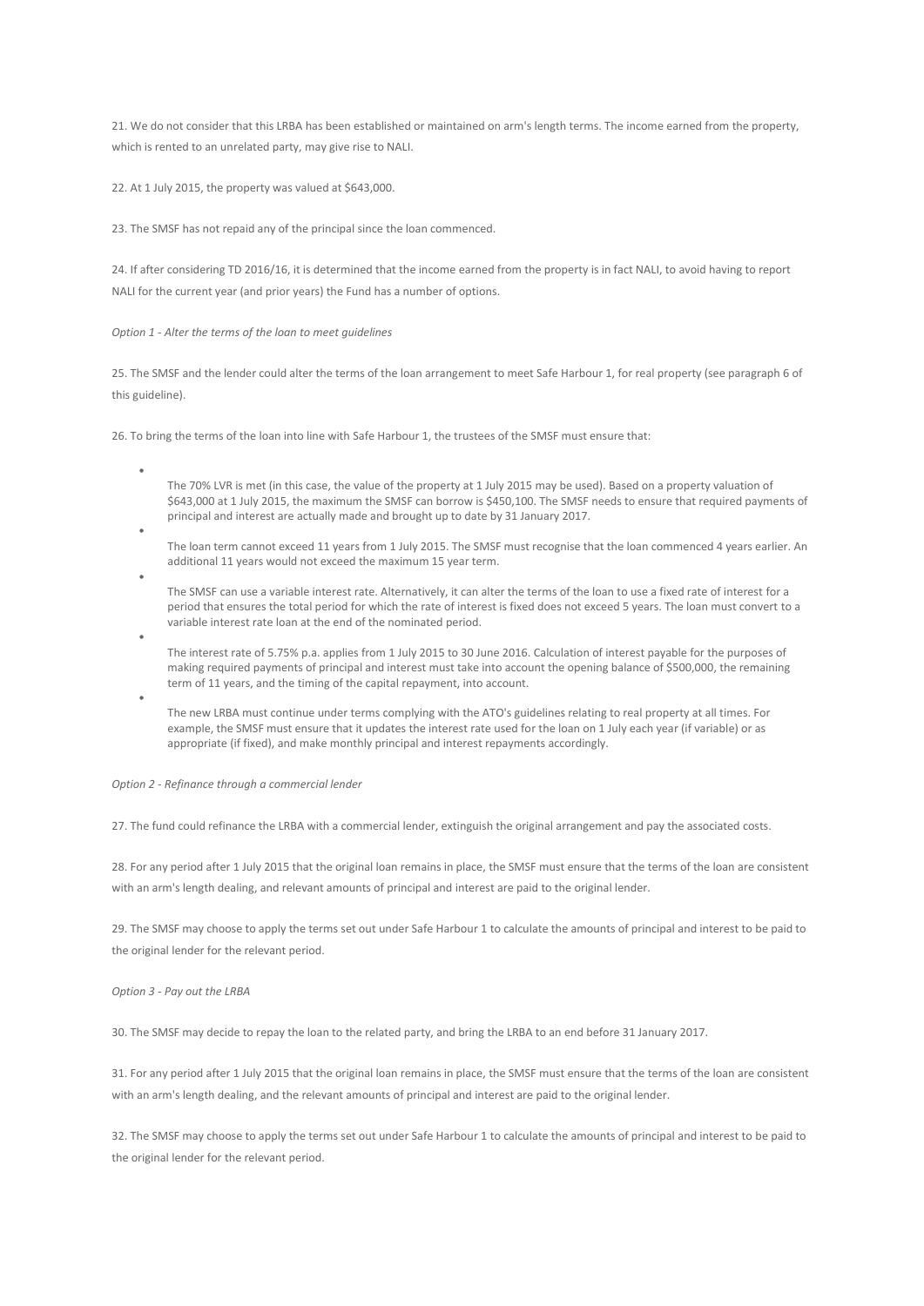21. We do not consider that this LRBA has been established or maintained on arm's length terms. The income earned from the property, which is rented to an unrelated party, may give rise to NALI.

22. At 1 July 2015, the property was valued at $643,000.

23. The SMSF has not repaid any of the principal since the loan commenced.

24. If after considering TD 2016/16, it is determined that the income earned from the property is in fact NALI, to avoid having to report NALI for the current year (and prior years) the Fund has a number of options.

*Option 1 - Alter the terms of the loan to meet guidelines*

25. The SMSF and the lender could alter the terms of the loan arrangement to meet Safe Harbour 1, for real property (see paragraph 6 of this guideline).

26. To bring the terms of the loan into line with Safe Harbour 1, the trustees of the SMSF must ensure that:

- The 70% LVR is met (in this case, the value of the property at 1 July 2015 may be used). Based on a property valuation of $643,000 at 1 July 2015, the maximum the SMSF can borrow is $450,100. The SMSF needs to ensure that required payments of principal and interest are actually made and brought up to date by 31 January 2017.
- The loan term cannot exceed 11 years from 1 July 2015. The SMSF must recognise that the loan commenced 4 years earlier. An additional 11 years would not exceed the maximum 15 year term.
- The SMSF can use a variable interest rate. Alternatively, it can alter the terms of the loan to use a fixed rate of interest for a period that ensures the total period for which the rate of interest is fixed does not exceed 5 years. The loan must convert to a variable interest rate loan at the end of the nominated period.
- The interest rate of 5.75% p.a. applies from 1 July 2015 to 30 June 2016. Calculation of interest payable for the purposes of making required payments of principal and interest must take into account the opening balance of $500,000, the remaining term of 11 years, and the timing of the capital repayment, into account.
- The new LRBA must continue under terms complying with the ATO's guidelines relating to real property at all times. For example, the SMSF must ensure that it updates the interest rate used for the loan on 1 July each year (if variable) or as appropriate (if fixed), and make monthly principal and interest repayments accordingly.

*Option 2 - Refinance through a commercial lender*

27. The fund could refinance the LRBA with a commercial lender, extinguish the original arrangement and pay the associated costs.

28. For any period after 1 July 2015 that the original loan remains in place, the SMSF must ensure that the terms of the loan are consistent with an arm's length dealing, and relevant amounts of principal and interest are paid to the original lender.

29. The SMSF may choose to apply the terms set out under Safe Harbour 1 to calculate the amounts of principal and interest to be paid to the original lender for the relevant period.

*Option 3 - Pay out the LRBA*

30. The SMSF may decide to repay the loan to the related party, and bring the LRBA to an end before 31 January 2017.

31. For any period after 1 July 2015 that the original loan remains in place, the SMSF must ensure that the terms of the loan are consistent with an arm's length dealing, and the relevant amounts of principal and interest are paid to the original lender.

32. The SMSF may choose to apply the terms set out under Safe Harbour 1 to calculate the amounts of principal and interest to be paid to the original lender for the relevant period.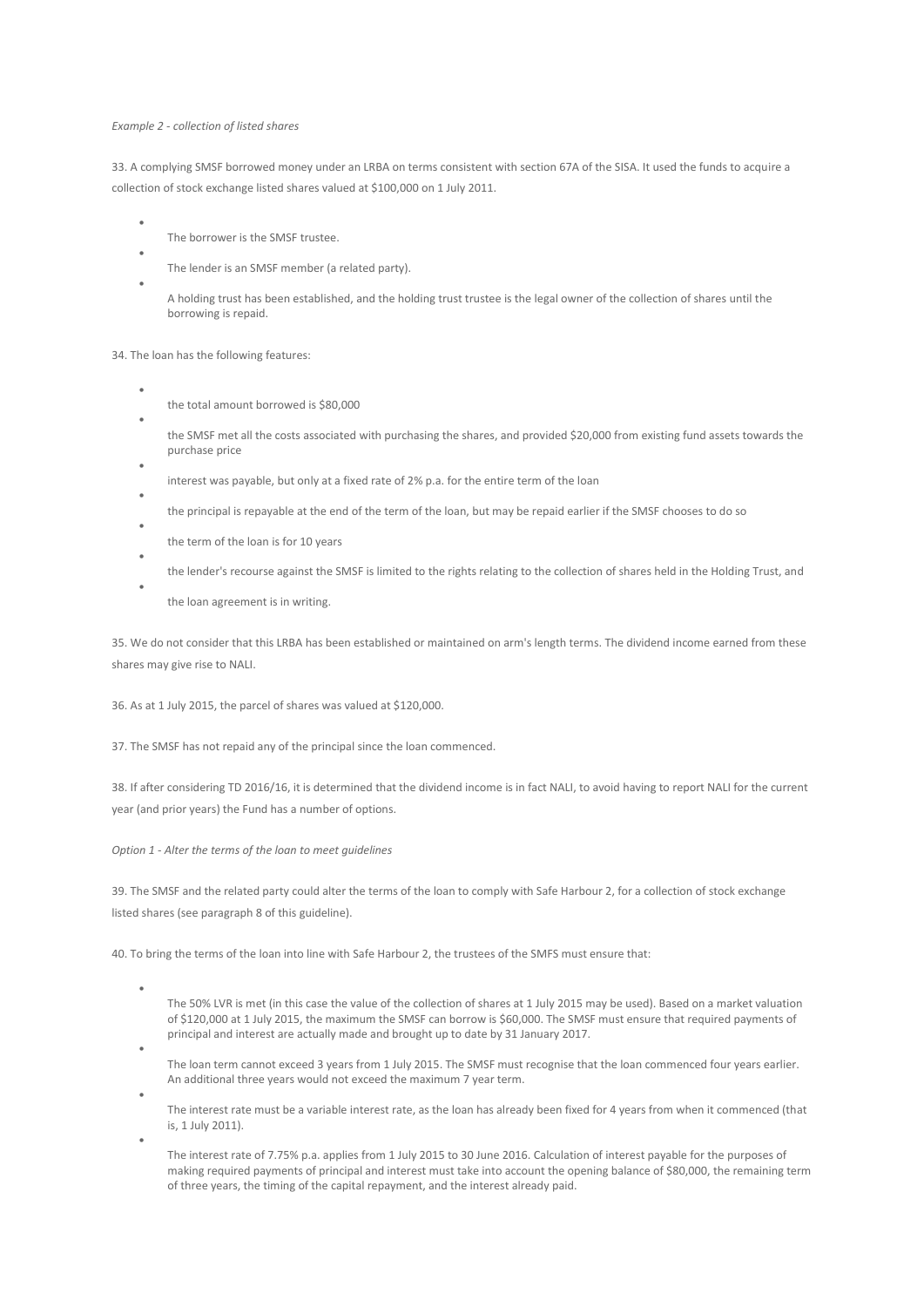*Example 2 - collection of listed shares*

33. A complying SMSF borrowed money under an LRBA on terms consistent with section 67A of the SISA. It used the funds to acquire a collection of stock exchange listed shares valued at $100,000 on 1 July 2011.

- The borrower is the SMSF trustee.
- The lender is an SMSF member (a related party).
- A holding trust has been established, and the holding trust trustee is the legal owner of the collection of shares until the borrowing is repaid.

34. The loan has the following features:

- the total amount borrowed is $80,000
- the SMSF met all the costs associated with purchasing the shares, and provided $20,000 from existing fund assets towards the purchase price
- interest was payable, but only at a fixed rate of 2% p.a. for the entire term of the loan
- the principal is repayable at the end of the term of the loan, but may be repaid earlier if the SMSF chooses to do so
- the term of the loan is for 10 years
- the lender's recourse against the SMSF is limited to the rights relating to the collection of shares held in the Holding Trust, and
- the loan agreement is in writing.

35. We do not consider that this LRBA has been established or maintained on arm's length terms. The dividend income earned from these shares may give rise to NALI.

36. As at 1 July 2015, the parcel of shares was valued at $120,000.

37. The SMSF has not repaid any of the principal since the loan commenced.

38. If after considering TD 2016/16, it is determined that the dividend income is in fact NALI, to avoid having to report NALI for the current year (and prior years) the Fund has a number of options.

*Option 1 - Alter the terms of the loan to meet guidelines*

39. The SMSF and the related party could alter the terms of the loan to comply with Safe Harbour 2, for a collection of stock exchange listed shares (see paragraph 8 of this guideline).

40. To bring the terms of the loan into line with Safe Harbour 2, the trustees of the SMFS must ensure that:

- The 50% LVR is met (in this case the value of the collection of shares at 1 July 2015 may be used). Based on a market valuation of $120,000 at 1 July 2015, the maximum the SMSF can borrow is $60,000. The SMSF must ensure that required payments of principal and interest are actually made and brought up to date by 31 January 2017.
- The loan term cannot exceed 3 years from 1 July 2015. The SMSF must recognise that the loan commenced four years earlier. An additional three years would not exceed the maximum 7 year term.
- The interest rate must be a variable interest rate, as the loan has already been fixed for 4 years from when it commenced (that is, 1 July 2011).
- The interest rate of 7.75% p.a. applies from 1 July 2015 to 30 June 2016. Calculation of interest payable for the purposes of making required payments of principal and interest must take into account the opening balance of $80,000, the remaining term of three years, the timing of the capital repayment, and the interest already paid.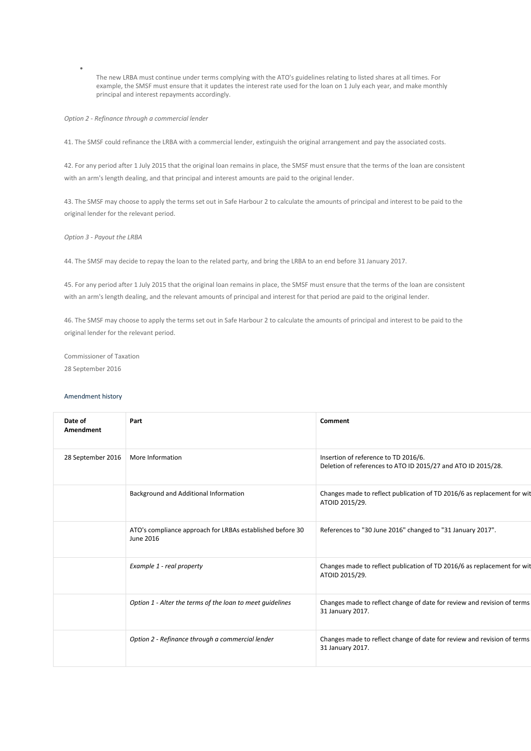- The new LRBA must continue under terms complying with the ATO's guidelines relating to listed shares at all times. For example, the SMSF must ensure that it updates the interest rate used for the loan on 1 July each year, and make monthly principal and interest repayments accordingly.

*Option 2 - Refinance through a commercial lender*

41. The SMSF could refinance the LRBA with a commercial lender, extinguish the original arrangement and pay the associated costs.

42. For any period after 1 July 2015 that the original loan remains in place, the SMSF must ensure that the terms of the loan are consistent with an arm's length dealing, and that principal and interest amounts are paid to the original lender.

43. The SMSF may choose to apply the terms set out in Safe Harbour 2 to calculate the amounts of principal and interest to be paid to the original lender for the relevant period.

*Option 3 - Payout the LRBA*

44. The SMSF may decide to repay the loan to the related party, and bring the LRBA to an end before 31 January 2017.

45. For any period after 1 July 2015 that the original loan remains in place, the SMSF must ensure that the terms of the loan are consistent with an arm's length dealing, and the relevant amounts of principal and interest for that period are paid to the original lender.

46. The SMSF may choose to apply the terms set out in Safe Harbour 2 to calculate the amounts of principal and interest to be paid to the original lender for the relevant period.

Commissioner of Taxation
28 September 2016

Amendment history

| Date of Amendment | Part | Comment |
|---|---|---|
| 28 September 2016 | More Information | Insertion of reference to TD 2016/6. Deletion of references to ATO ID 2015/27 and ATO ID 2015/28. |
| | Background and Additional Information | Changes made to reflect publication of TD 2016/6 as replacement for wit ATOID 2015/29. |
| | ATO's compliance approach for LRBAs established before 30 June 2016 | References to "30 June 2016" changed to "31 January 2017". |
| | *Example 1 - real property* | Changes made to reflect publication of TD 2016/6 as replacement for wit ATOID 2015/29. |
| | *Option 1 - Alter the terms of the loan to meet guidelines* | Changes made to reflect change of date for review and revision of terms 31 January 2017. |
| | *Option 2 - Refinance through a commercial lender* | Changes made to reflect change of date for review and revision of terms 31 January 2017. |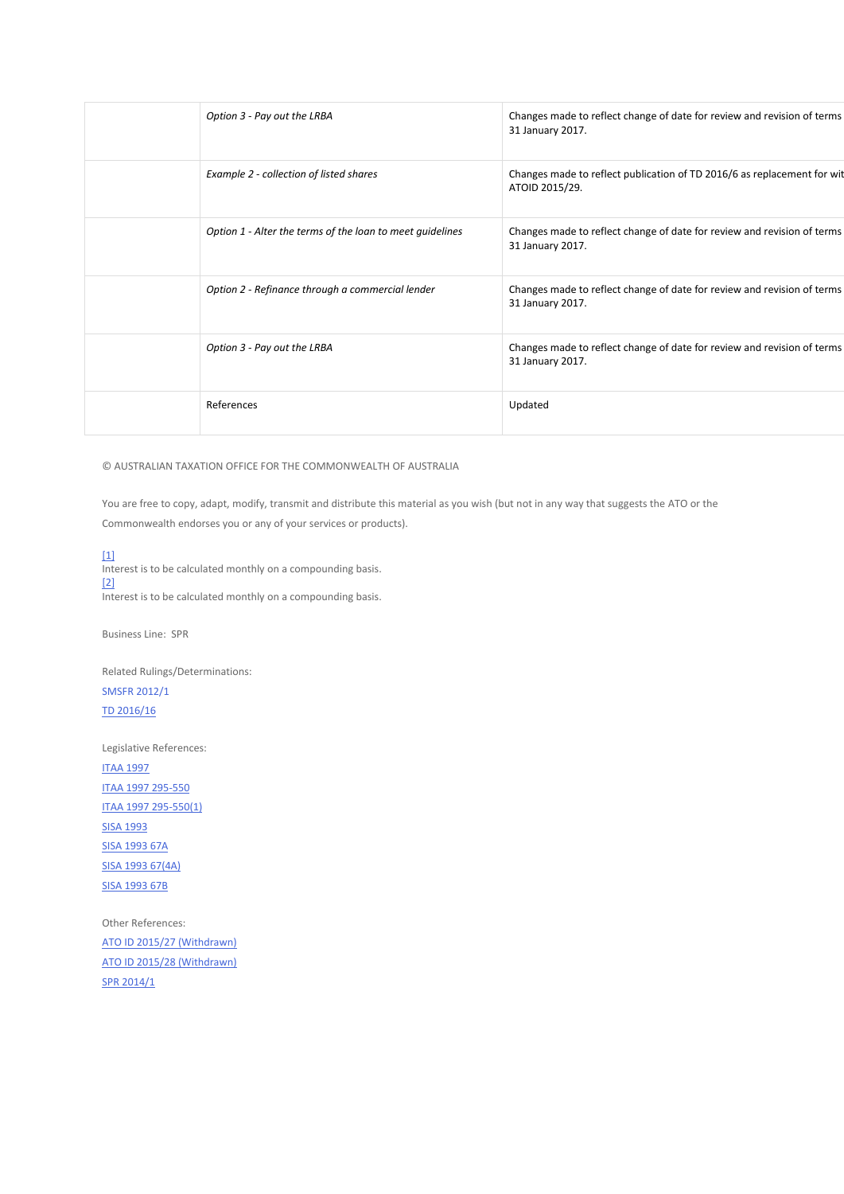| | | |
|---|---|---|
| | *Option 3 - Pay out the LRBA* | Changes made to reflect change of date for review and revision of terms 31 January 2017. |
| | *Example 2 - collection of listed shares* | Changes made to reflect publication of TD 2016/6 as replacement for wit ATOID 2015/29. |
| | *Option 1 - Alter the terms of the loan to meet guidelines* | Changes made to reflect change of date for review and revision of terms 31 January 2017. |
| | *Option 2 - Refinance through a commercial lender* | Changes made to reflect change of date for review and revision of terms 31 January 2017. |
| | *Option 3 - Pay out the LRBA* | Changes made to reflect change of date for review and revision of terms 31 January 2017. |
| | References | Updated |

© AUSTRALIAN TAXATION OFFICE FOR THE COMMONWEALTH OF AUSTRALIA

You are free to copy, adapt, modify, transmit and distribute this material as you wish (but not in any way that suggests the ATO or the Commonwealth endorses you or any of your services or products).

[1]
Interest is to be calculated monthly on a compounding basis.
[2]
Interest is to be calculated monthly on a compounding basis.

Business Line: SPR

Related Rulings/Determinations:
SMSFR 2012/1
TD 2016/16

Legislative References:
ITAA 1997
ITAA 1997 295-550
ITAA 1997 295-550(1)
SISA 1993
SISA 1993 67A
SISA 1993 67(4A)
SISA 1993 67B

Other References:
ATO ID 2015/27 (Withdrawn)
ATO ID 2015/28 (Withdrawn)
SPR 2014/1